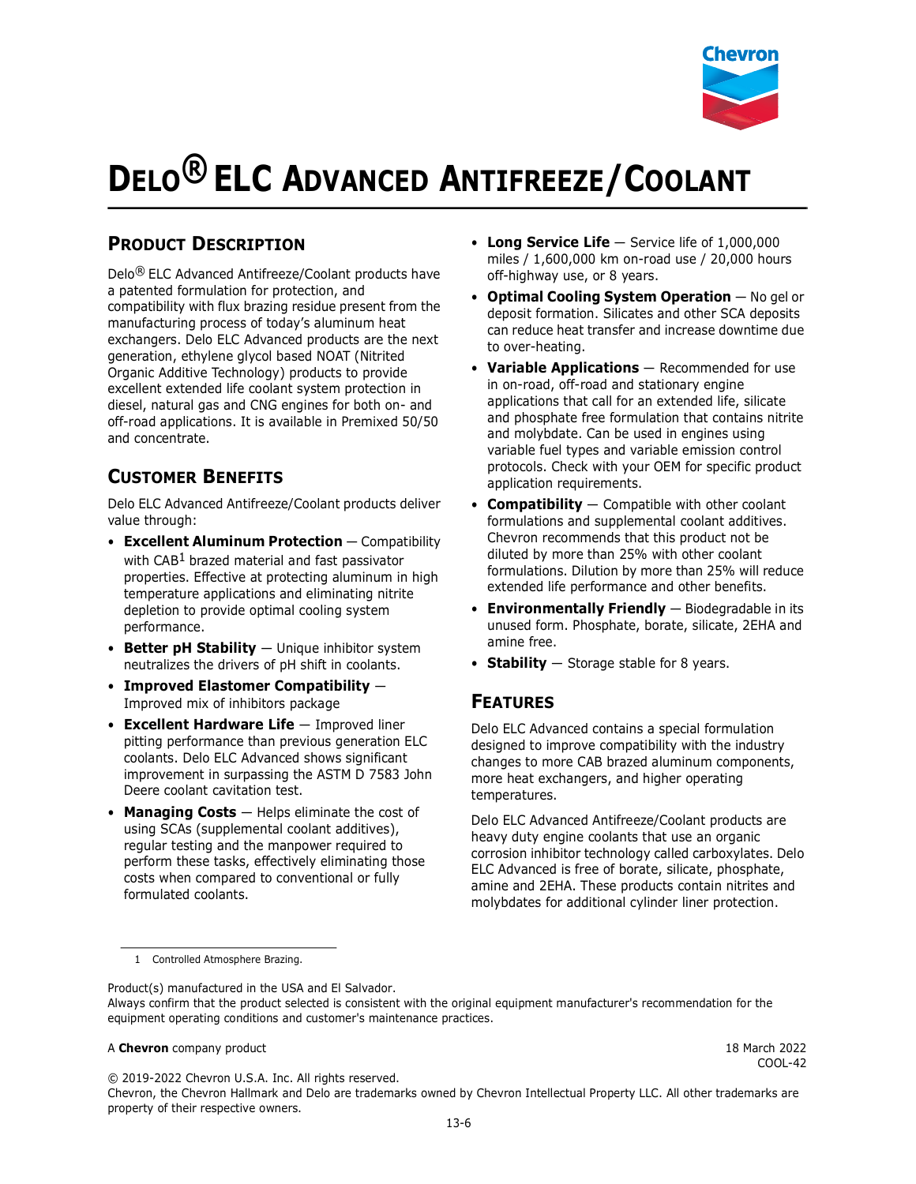# Delo® ELC Advanced Antifreeze/Coolant

## Product Description

Delo® ELC Advanced Antifreeze/Coolant products have a patented formulation for protection, and compatibility with flux brazing residue present from the manufacturing process of today's aluminum heat exchangers. Delo ELC Advanced products are the next generation, ethylene glycol based NOAT (Nitrited Organic Additive Technology) products to provide excellent extended life coolant system protection in diesel, natural gas and CNG engines for both on- and off-road applications. It is available in Premixed 50/50 and concentrate.

## Customer Benefits

Delo ELC Advanced Antifreeze/Coolant products deliver value through:

- **Excellent Aluminum Protection** — Compatibility with CAB[1] brazed material and fast passivator properties. Effective at protecting aluminum in high temperature applications and eliminating nitrite depletion to provide optimal cooling system performance.
- **Better pH Stability** — Unique inhibitor system neutralizes the drivers of pH shift in coolants.
- **Improved Elastomer Compatibility** — Improved mix of inhibitors package
- **Excellent Hardware Life** — Improved liner pitting performance than previous generation ELC coolants. Delo ELC Advanced shows significant improvement in surpassing the ASTM D 7583 John Deere coolant cavitation test.
- **Managing Costs** — Helps eliminate the cost of using SCAs (supplemental coolant additives), regular testing and the manpower required to perform these tasks, effectively eliminating those costs when compared to conventional or fully formulated coolants.
- **Long Service Life** — Service life of 1,000,000 miles / 1,600,000 km on-road use / 20,000 hours off-highway use, or 8 years.
- **Optimal Cooling System Operation** — No gel or deposit formation. Silicates and other SCA deposits can reduce heat transfer and increase downtime due to over-heating.
- **Variable Applications** — Recommended for use in on-road, off-road and stationary engine applications that call for an extended life, silicate and phosphate free formulation that contains nitrite and molybdate. Can be used in engines using variable fuel types and variable emission control protocols. Check with your OEM for specific product application requirements.
- **Compatibility** — Compatible with other coolant formulations and supplemental coolant additives. Chevron recommends that this product not be diluted by more than 25% with other coolant formulations. Dilution by more than 25% will reduce extended life performance and other benefits.
- **Environmentally Friendly** — Biodegradable in its unused form. Phosphate, borate, silicate, 2EHA and amine free.
- **Stability** — Storage stable for 8 years.

## Features

Delo ELC Advanced contains a special formulation designed to improve compatibility with the industry changes to more CAB brazed aluminum components, more heat exchangers, and higher operating temperatures.

Delo ELC Advanced Antifreeze/Coolant products are heavy duty engine coolants that use an organic corrosion inhibitor technology called carboxylates. Delo ELC Advanced is free of borate, silicate, phosphate, amine and 2EHA. These products contain nitrites and molybdates for additional cylinder liner protection.

---

1 Controlled Atmosphere Brazing.

Product(s) manufactured in the USA and El Salvador.
Always confirm that the product selected is consistent with the original equipment manufacturer's recommendation for the equipment operating conditions and customer's maintenance practices.

A **Chevron** company product

18 March 2022
COOL-42

© 2019-2022 Chevron U.S.A. Inc. All rights reserved.
Chevron, the Chevron Hallmark and Delo are trademarks owned by Chevron Intellectual Property LLC. All other trademarks are property of their respective owners.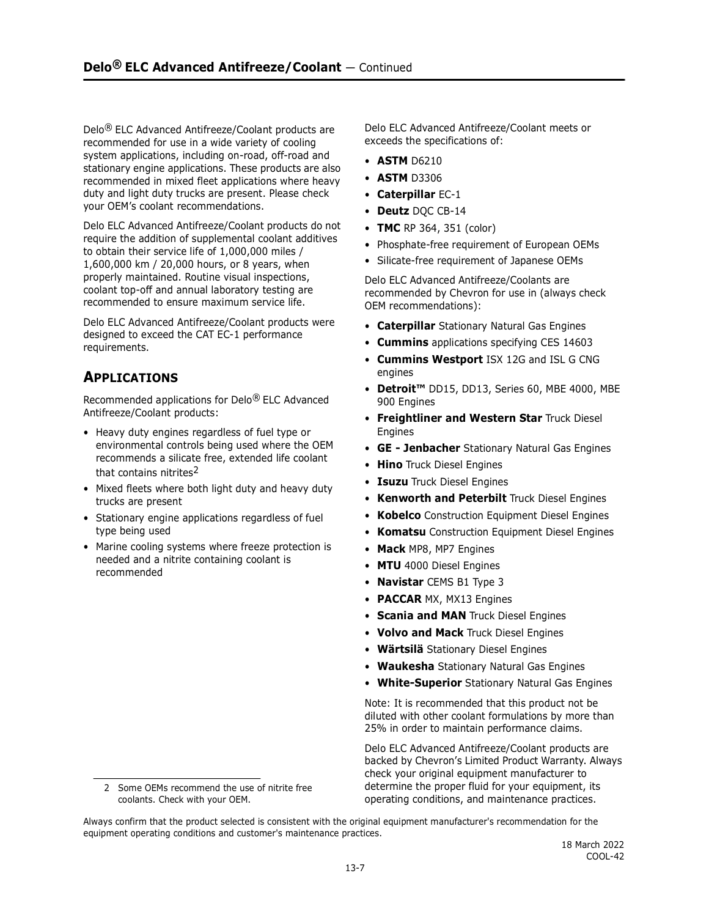Delo® ELC Advanced Antifreeze/Coolant products are recommended for use in a wide variety of cooling system applications, including on-road, off-road and stationary engine applications. These products are also recommended in mixed fleet applications where heavy duty and light duty trucks are present. Please check your OEM's coolant recommendations.

Delo ELC Advanced Antifreeze/Coolant products do not require the addition of supplemental coolant additives to obtain their service life of 1,000,000 miles / 1,600,000 km / 20,000 hours, or 8 years, when properly maintained. Routine visual inspections, coolant top-off and annual laboratory testing are recommended to ensure maximum service life.

Delo ELC Advanced Antifreeze/Coolant products were designed to exceed the CAT EC-1 performance requirements.

## APPLICATIONS

Recommended applications for Delo® ELC Advanced Antifreeze/Coolant products:

- Heavy duty engines regardless of fuel type or environmental controls being used where the OEM recommends a silicate free, extended life coolant that contains nitrites[2]
- Mixed fleets where both light duty and heavy duty trucks are present
- Stationary engine applications regardless of fuel type being used
- Marine cooling systems where freeze protection is needed and a nitrite containing coolant is recommended

Delo ELC Advanced Antifreeze/Coolant meets or exceeds the specifications of:

- **ASTM** D6210
- **ASTM** D3306
- **Caterpillar** EC-1
- **Deutz** DQC CB-14
- **TMC** RP 364, 351 (color)
- Phosphate-free requirement of European OEMs
- Silicate-free requirement of Japanese OEMs

Delo ELC Advanced Antifreeze/Coolants are recommended by Chevron for use in (always check OEM recommendations):

- **Caterpillar** Stationary Natural Gas Engines
- **Cummins** applications specifying CES 14603
- **Cummins Westport** ISX 12G and ISL G CNG engines
- **Detroit™** DD15, DD13, Series 60, MBE 4000, MBE 900 Engines
- **Freightliner and Western Star** Truck Diesel Engines
- **GE - Jenbacher** Stationary Natural Gas Engines
- **Hino** Truck Diesel Engines
- **Isuzu** Truck Diesel Engines
- **Kenworth and Peterbilt** Truck Diesel Engines
- **Kobelco** Construction Equipment Diesel Engines
- **Komatsu** Construction Equipment Diesel Engines
- **Mack** MP8, MP7 Engines
- **MTU** 4000 Diesel Engines
- **Navistar** CEMS B1 Type 3
- **PACCAR** MX, MX13 Engines
- **Scania and MAN** Truck Diesel Engines
- **Volvo and Mack** Truck Diesel Engines
- **Wärtsilä** Stationary Diesel Engines
- **Waukesha** Stationary Natural Gas Engines
- **White-Superior** Stationary Natural Gas Engines

Note: It is recommended that this product not be diluted with other coolant formulations by more than 25% in order to maintain performance claims.

Delo ELC Advanced Antifreeze/Coolant products are backed by Chevron's Limited Product Warranty. Always check your original equipment manufacturer to determine the proper fluid for your equipment, its operating conditions, and maintenance practices.

2 Some OEMs recommend the use of nitrite free coolants. Check with your OEM.

Always confirm that the product selected is consistent with the original equipment manufacturer's recommendation for the equipment operating conditions and customer's maintenance practices.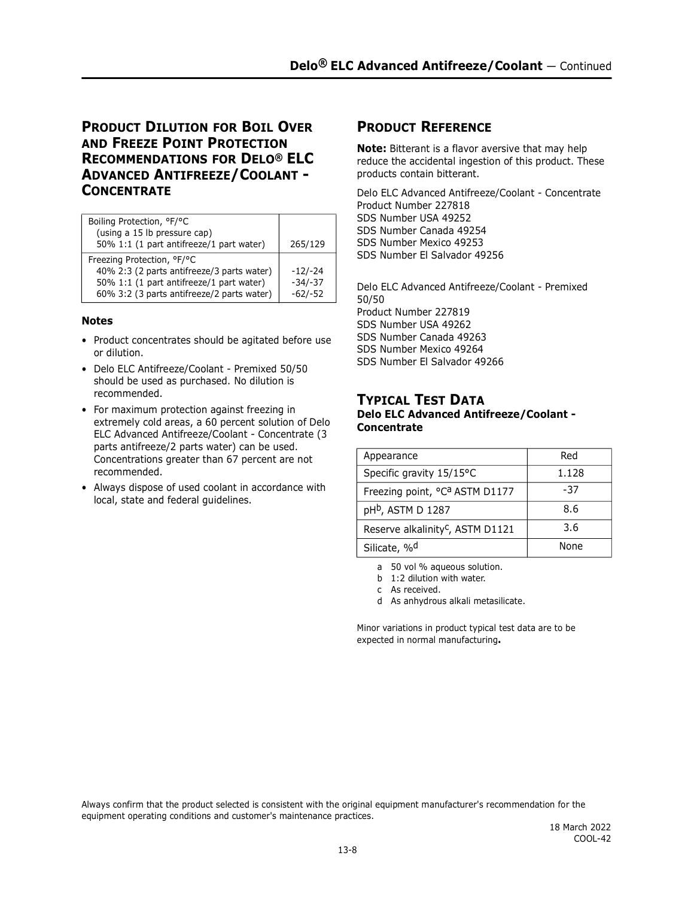## PRODUCT DILUTION FOR BOIL OVER AND FREEZE POINT PROTECTION RECOMMENDATIONS FOR DELO® ELC ADVANCED ANTIFREEZE/COOLANT - CONCENTRATE

| | |
|---|---|
| Boiling Protection, °F/°C<br>(using a 15 lb pressure cap)<br>50% 1:1 (1 part antifreeze/1 part water) | 265/129 |
| Freezing Protection, °F/°C<br>40% 2:3 (2 parts antifreeze/3 parts water)<br>50% 1:1 (1 part antifreeze/1 part water)<br>60% 3:2 (3 parts antifreeze/2 parts water) | <br>-12/-24<br>-34/-37<br>-62/-52 |

### Notes

- Product concentrates should be agitated before use or dilution.
- Delo ELC Antifreeze/Coolant - Premixed 50/50 should be used as purchased. No dilution is recommended.
- For maximum protection against freezing in extremely cold areas, a 60 percent solution of Delo ELC Advanced Antifreeze/Coolant - Concentrate (3 parts antifreeze/2 parts water) can be used. Concentrations greater than 67 percent are not recommended.
- Always dispose of used coolant in accordance with local, state and federal guidelines.

## PRODUCT REFERENCE

**Note:** Bitterant is a flavor aversive that may help reduce the accidental ingestion of this product. These products contain bitterant.

Delo ELC Advanced Antifreeze/Coolant - Concentrate
Product Number 227818
SDS Number USA 49252
SDS Number Canada 49254
SDS Number Mexico 49253
SDS Number El Salvador 49256

Delo ELC Advanced Antifreeze/Coolant - Premixed 50/50
Product Number 227819
SDS Number USA 49262
SDS Number Canada 49263
SDS Number Mexico 49264
SDS Number El Salvador 49266

## TYPICAL TEST DATA

**Delo ELC Advanced Antifreeze/Coolant - Concentrate**

| | |
|---|---|
| Appearance | Red |
| Specific gravity 15/15°C | 1.128 |
| Freezing point, °C[a] ASTM D1177 | -37 |
| pH[b], ASTM D 1287 | 8.6 |
| Reserve alkalinity[c], ASTM D1121 | 3.6 |
| Silicate, %[d] | None |

a 50 vol % aqueous solution.
b 1:2 dilution with water.
c As received.
d As anhydrous alkali metasilicate.

Minor variations in product typical test data are to be expected in normal manufacturing**.**

Always confirm that the product selected is consistent with the original equipment manufacturer's recommendation for the equipment operating conditions and customer's maintenance practices.

18 March 2022
COOL-42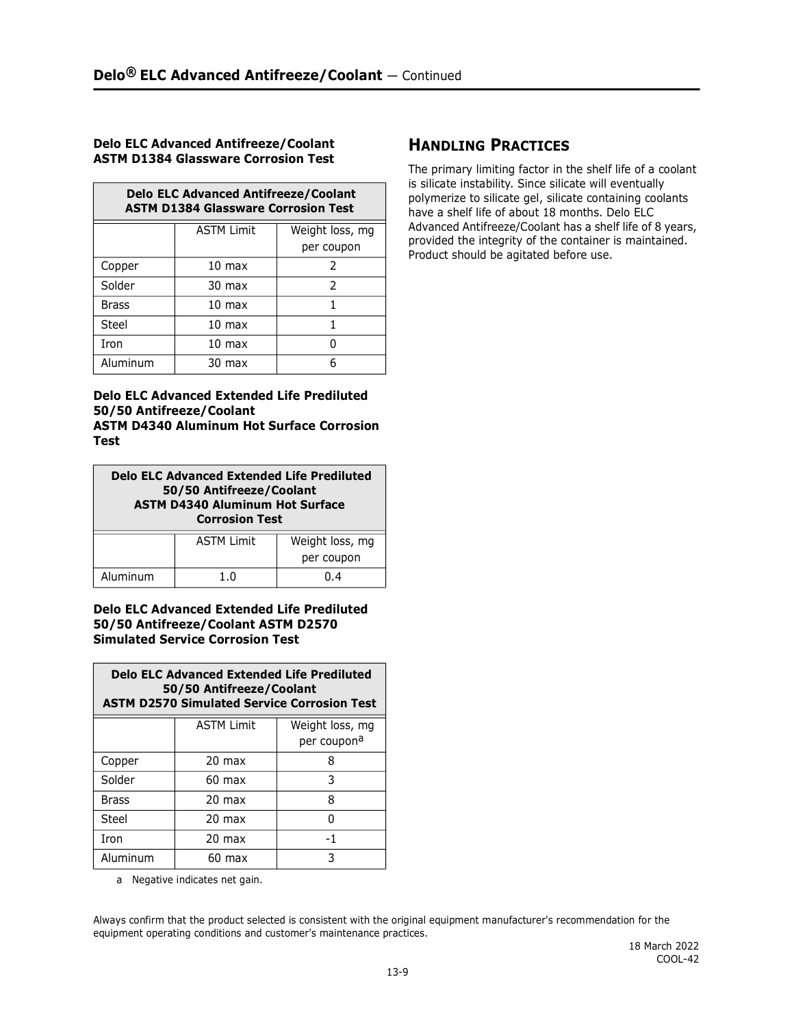**Delo ELC Advanced Antifreeze/Coolant ASTM D1384 Glassware Corrosion Test**

| Delo ELC Advanced Antifreeze/Coolant ASTM D1384 Glassware Corrosion Test | | |
|---|---|---|
| | ASTM Limit | Weight loss, mg per coupon |
| Copper | 10 max | 2 |
| Solder | 30 max | 2 |
| Brass | 10 max | 1 |
| Steel | 10 max | 1 |
| Iron | 10 max | 0 |
| Aluminum | 30 max | 6 |

**Delo ELC Advanced Extended Life Prediluted 50/50 Antifreeze/Coolant ASTM D4340 Aluminum Hot Surface Corrosion Test**

| Delo ELC Advanced Extended Life Prediluted 50/50 Antifreeze/Coolant ASTM D4340 Aluminum Hot Surface Corrosion Test | | |
|---|---|---|
| | ASTM Limit | Weight loss, mg per coupon |
| Aluminum | 1.0 | 0.4 |

**Delo ELC Advanced Extended Life Prediluted 50/50 Antifreeze/Coolant ASTM D2570 Simulated Service Corrosion Test**

| Delo ELC Advanced Extended Life Prediluted 50/50 Antifreeze/Coolant ASTM D2570 Simulated Service Corrosion Test | | |
|---|---|---|
| | ASTM Limit | Weight loss, mg per coupon[a] |
| Copper | 20 max | 8 |
| Solder | 60 max | 3 |
| Brass | 20 max | 8 |
| Steel | 20 max | 0 |
| Iron | 20 max | -1 |
| Aluminum | 60 max | 3 |

a Negative indicates net gain.

## Handling Practices

The primary limiting factor in the shelf life of a coolant is silicate instability. Since silicate will eventually polymerize to silicate gel, silicate containing coolants have a shelf life of about 18 months. Delo ELC Advanced Antifreeze/Coolant has a shelf life of 8 years, provided the integrity of the container is maintained. Product should be agitated before use.

Always confirm that the product selected is consistent with the original equipment manufacturer's recommendation for the equipment operating conditions and customer's maintenance practices.

18 March 2022
COOL-42